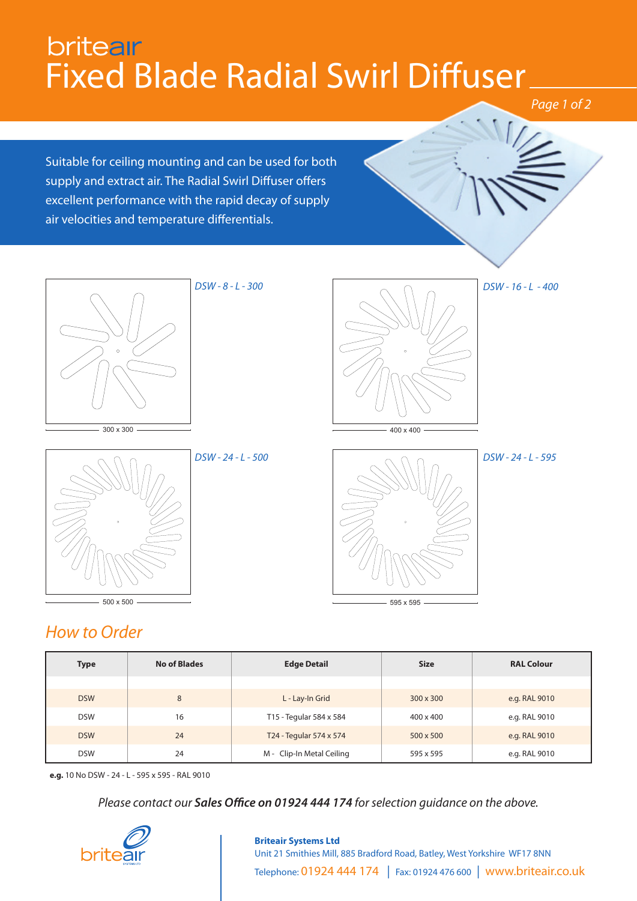britea**i**r

# Fixed Blade Radial Swirl Diffuser

Suitable for ceiling mounting and can be used for both supply and extract air. The Radial Swirl Diffuser offers excellent performance with the rapid decay of supply air velocities and temperature differentials.

*DSW - 8 - L - 300*

300 x 300

*DSW - 16 - L - 400*

400 x 400

*DSW - 24 - L - 500*

500 x 500

*DSW - 24 - L - 595*

595 x 595

## *How to Order*

| Type | No of Blades | Edge Detail | Size | RAL Colour |
|---|---|---|---|---|
| DSW | 8 | L - Lay-In Grid | 300 x 300 | e.g. RAL 9010 |
| DSW | 16 | T15 - Tegular 584 x 584 | 400 x 400 | e.g. RAL 9010 |
| DSW | 24 | T24 - Tegular 574 x 574 | 500 x 500 | e.g. RAL 9010 |
| DSW | 24 | M - Clip-In Metal Ceiling | 595 x 595 | e.g. RAL 9010 |

**e.g.** 10 No DSW - 24 - L - 595 x 595 - RAL 9010

*Please contact our **Sales Office on 01924 444 174** for selection guidance on the above.*

**Briteair Systems Ltd**
Unit 21 Smithies Mill, 885 Bradford Road, Batley, West Yorkshire WF17 8NN
Telephone: 01924 444 174 | Fax: 01924 476 600 | www.briteair.co.uk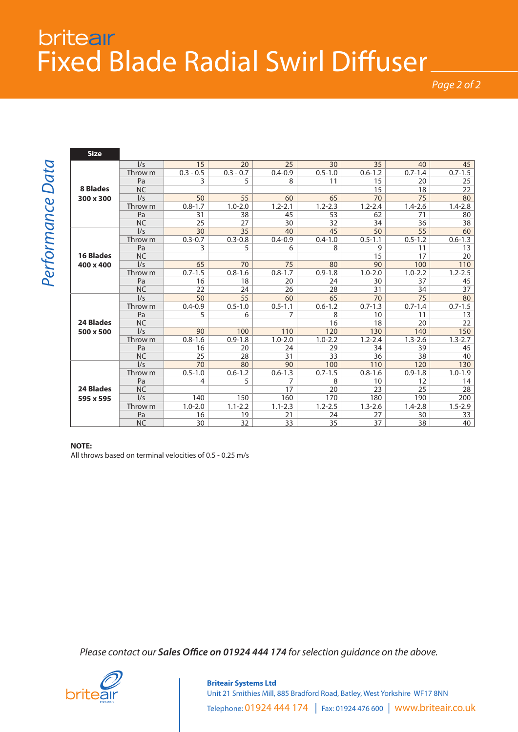# britea​ir
# Fixed Blade Radial Swirl Diffuser

## Performance Data

| Size | | | | | | | | |
|---|---|---|---|---|---|---|---|---|
| **8 Blades 300 x 300** | l/s | 15 | 20 | 25 | 30 | 35 | 40 | 45 |
| | Throw m | 0.3 - 0.5 | 0.3 - 0.7 | 0.4-0.9 | 0.5-1.0 | 0.6-1.2 | 0.7-1.4 | 0.7-1.5 |
| | Pa | 3 | 5 | 8 | 11 | 15 | 20 | 25 |
| | NC | | | | | 15 | 18 | 22 |
| | l/s | 50 | 55 | 60 | 65 | 70 | 75 | 80 |
| | Throw m | 0.8-1.7 | 1.0-2.0 | 1.2-2.1 | 1.2-2.3 | 1.2-2.4 | 1.4-2.6 | 1.4-2.8 |
| | Pa | 31 | 38 | 45 | 53 | 62 | 71 | 80 |
| | NC | 25 | 27 | 30 | 32 | 34 | 36 | 38 |
| **16 Blades 400 x 400** | l/s | 30 | 35 | 40 | 45 | 50 | 55 | 60 |
| | Throw m | 0.3-0.7 | 0.3-0.8 | 0.4-0.9 | 0.4-1.0 | 0.5-1.1 | 0.5-1.2 | 0.6-1.3 |
| | Pa | 3 | 5 | 6 | 8 | 9 | 11 | 13 |
| | NC | | | | | 15 | 17 | 20 |
| | l/s | 65 | 70 | 75 | 80 | 90 | 100 | 110 |
| | Throw m | 0.7-1.5 | 0.8-1.6 | 0.8-1.7 | 0.9-1.8 | 1.0-2.0 | 1.0-2.2 | 1.2-2.5 |
| | Pa | 16 | 18 | 20 | 24 | 30 | 37 | 45 |
| | NC | 22 | 24 | 26 | 28 | 31 | 34 | 37 |
| **24 Blades 500 x 500** | l/s | 50 | 55 | 60 | 65 | 70 | 75 | 80 |
| | Throw m | 0.4-0.9 | 0.5-1.0 | 0.5-1.1 | 0.6-1.2 | 0.7-1.3 | 0.7-1.4 | 0.7-1.5 |
| | Pa | 5 | 6 | 7 | 8 | 10 | 11 | 13 |
| | NC | | | | 16 | 18 | 20 | 22 |
| | l/s | 90 | 100 | 110 | 120 | 130 | 140 | 150 |
| | Throw m | 0.8-1.6 | 0.9-1.8 | 1.0-2.0 | 1.0-2.2 | 1.2-2.4 | 1.3-2.6 | 1.3-2.7 |
| | Pa | 16 | 20 | 24 | 29 | 34 | 39 | 45 |
| | NC | 25 | 28 | 31 | 33 | 36 | 38 | 40 |
| **24 Blades 595 x 595** | l/s | 70 | 80 | 90 | 100 | 110 | 120 | 130 |
| | Throw m | 0.5-1.0 | 0.6-1.2 | 0.6-1.3 | 0.7-1.5 | 0.8-1.6 | 0.9-1.8 | 1.0-1.9 |
| | Pa | 4 | 5 | 7 | 8 | 10 | 12 | 14 |
| | NC | | | 17 | 20 | 23 | 25 | 28 |
| | l/s | 140 | 150 | 160 | 170 | 180 | 190 | 200 |
| | Throw m | 1.0-2.0 | 1.1-2.2 | 1.1-2.3 | 1.2-2.5 | 1.3-2.6 | 1.4-2.8 | 1.5-2.9 |
| | Pa | 16 | 19 | 21 | 24 | 27 | 30 | 33 |
| | NC | 30 | 32 | 33 | 35 | 37 | 38 | 40 |

**NOTE:**
All throws based on terminal velocities of 0.5 - 0.25 m/s

*Please contact our **Sales Office on 01924 444 174** for selection guidance on the above.*

britea​ir

**Briteair Systems Ltd**
Unit 21 Smithies Mill, 885 Bradford Road, Batley, West Yorkshire WF17 8NN
Telephone: 01924 444 174 | Fax: 01924 476 600 | www.briteair.co.uk